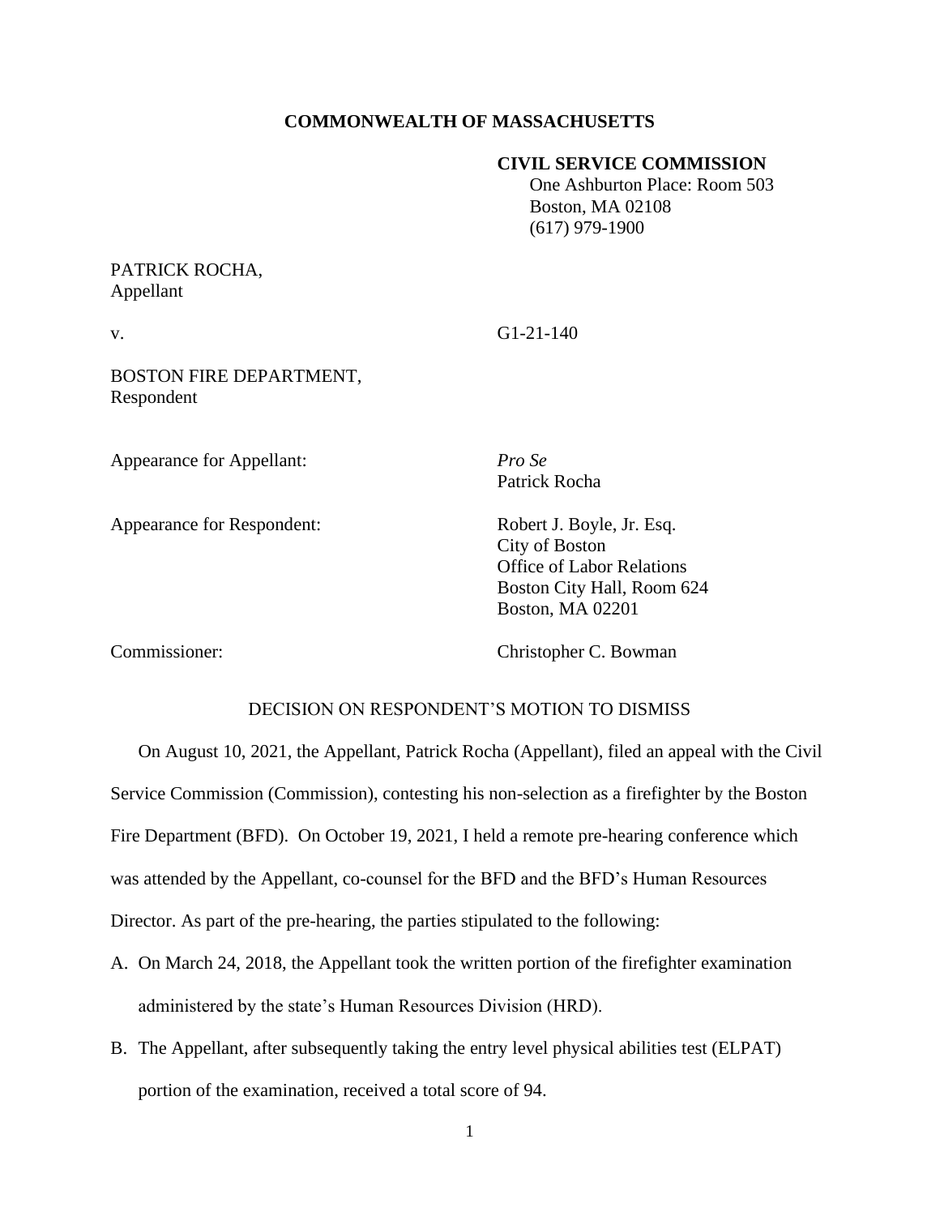**COMMONWEALTH OF MASSACHUSETTS**

**CIVIL SERVICE COMMISSION**
One Ashburton Place: Room 503
Boston, MA 02108
(617) 979-1900

PATRICK ROCHA,
Appellant

v. G1-21-140

BOSTON FIRE DEPARTMENT,
Respondent

Appearance for Appellant: *Pro Se*
Patrick Rocha

Appearance for Respondent: Robert J. Boyle, Jr. Esq.
City of Boston
Office of Labor Relations
Boston City Hall, Room 624
Boston, MA 02201

Commissioner: Christopher C. Bowman

DECISION ON RESPONDENT'S MOTION TO DISMISS

On August 10, 2021, the Appellant, Patrick Rocha (Appellant), filed an appeal with the Civil Service Commission (Commission), contesting his non-selection as a firefighter by the Boston Fire Department (BFD). On October 19, 2021, I held a remote pre-hearing conference which was attended by the Appellant, co-counsel for the BFD and the BFD's Human Resources Director. As part of the pre-hearing, the parties stipulated to the following:

A. On March 24, 2018, the Appellant took the written portion of the firefighter examination administered by the state's Human Resources Division (HRD).

B. The Appellant, after subsequently taking the entry level physical abilities test (ELPAT) portion of the examination, received a total score of 94.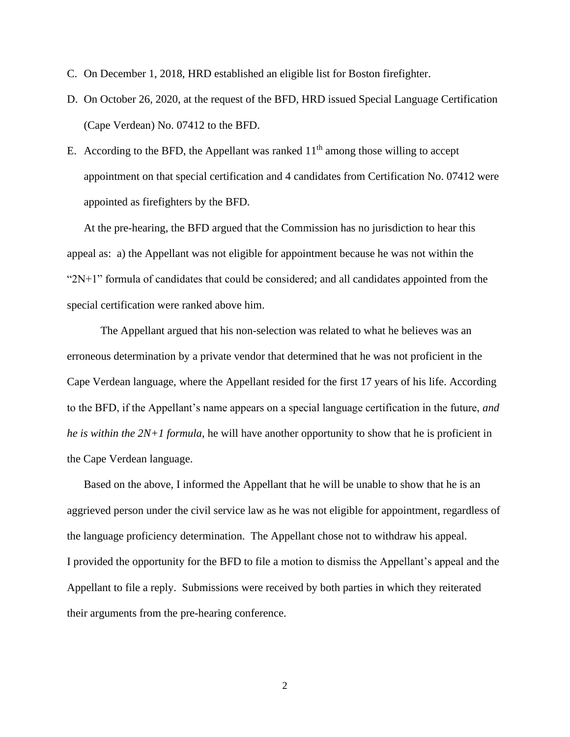C. On December 1, 2018, HRD established an eligible list for Boston firefighter.

D. On October 26, 2020, at the request of the BFD, HRD issued Special Language Certification (Cape Verdean) No. 07412 to the BFD.

E. According to the BFD, the Appellant was ranked 11th among those willing to accept appointment on that special certification and 4 candidates from Certification No. 07412 were appointed as firefighters by the BFD.

At the pre-hearing, the BFD argued that the Commission has no jurisdiction to hear this appeal as: a) the Appellant was not eligible for appointment because he was not within the "2N+1" formula of candidates that could be considered; and all candidates appointed from the special certification were ranked above him.

The Appellant argued that his non-selection was related to what he believes was an erroneous determination by a private vendor that determined that he was not proficient in the Cape Verdean language, where the Appellant resided for the first 17 years of his life. According to the BFD, if the Appellant's name appears on a special language certification in the future, *and he is within the 2N+1 formula*, he will have another opportunity to show that he is proficient in the Cape Verdean language.

Based on the above, I informed the Appellant that he will be unable to show that he is an aggrieved person under the civil service law as he was not eligible for appointment, regardless of the language proficiency determination. The Appellant chose not to withdraw his appeal. I provided the opportunity for the BFD to file a motion to dismiss the Appellant's appeal and the Appellant to file a reply. Submissions were received by both parties in which they reiterated their arguments from the pre-hearing conference.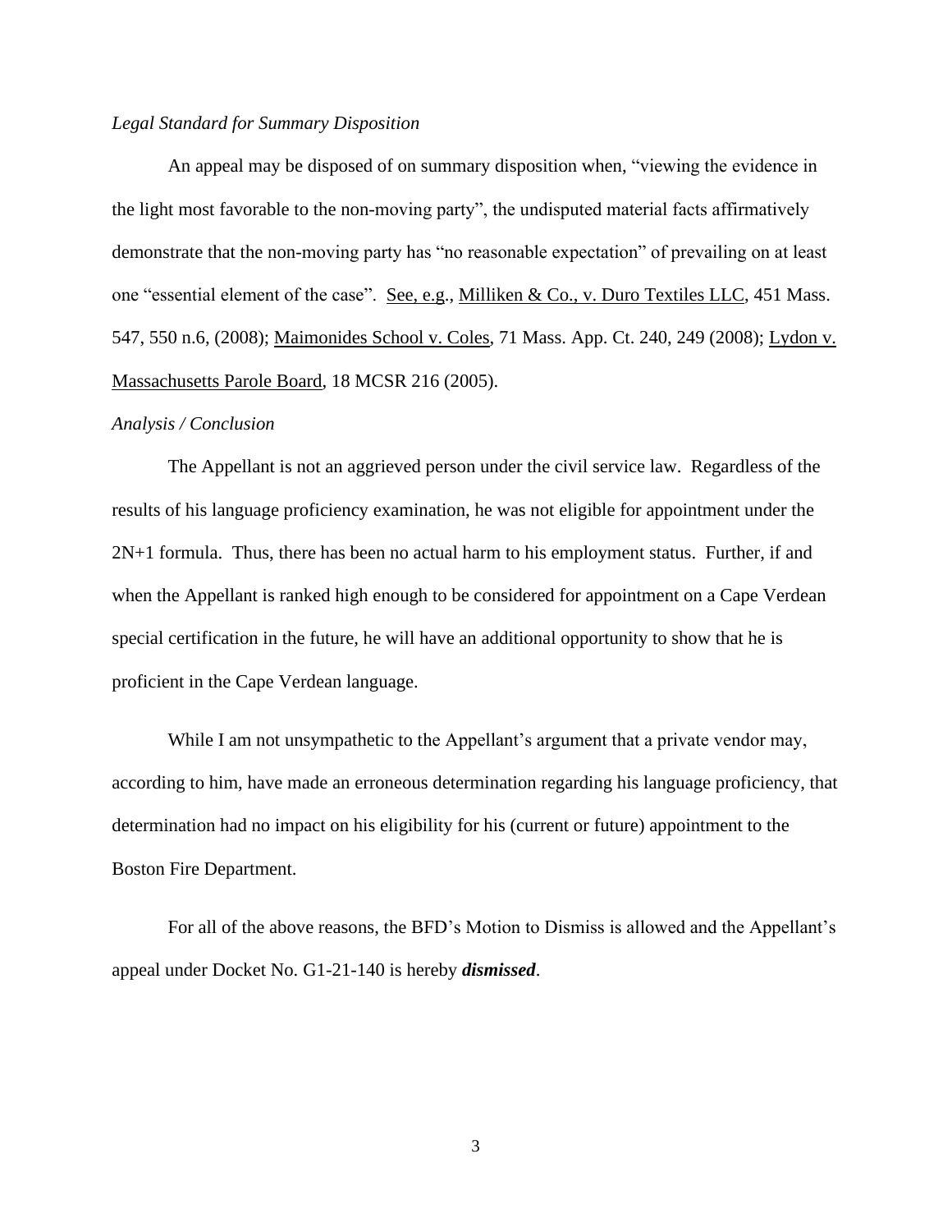*Legal Standard for Summary Disposition*

An appeal may be disposed of on summary disposition when, "viewing the evidence in the light most favorable to the non-moving party", the undisputed material facts affirmatively demonstrate that the non-moving party has "no reasonable expectation" of prevailing on at least one "essential element of the case". See, e.g., Milliken & Co., v. Duro Textiles LLC, 451 Mass. 547, 550 n.6, (2008); Maimonides School v. Coles, 71 Mass. App. Ct. 240, 249 (2008); Lydon v. Massachusetts Parole Board, 18 MCSR 216 (2005).

*Analysis / Conclusion*

The Appellant is not an aggrieved person under the civil service law. Regardless of the results of his language proficiency examination, he was not eligible for appointment under the 2N+1 formula. Thus, there has been no actual harm to his employment status. Further, if and when the Appellant is ranked high enough to be considered for appointment on a Cape Verdean special certification in the future, he will have an additional opportunity to show that he is proficient in the Cape Verdean language.

While I am not unsympathetic to the Appellant's argument that a private vendor may, according to him, have made an erroneous determination regarding his language proficiency, that determination had no impact on his eligibility for his (current or future) appointment to the Boston Fire Department.

For all of the above reasons, the BFD's Motion to Dismiss is allowed and the Appellant's appeal under Docket No. G1-21-140 is hereby ***dismissed***.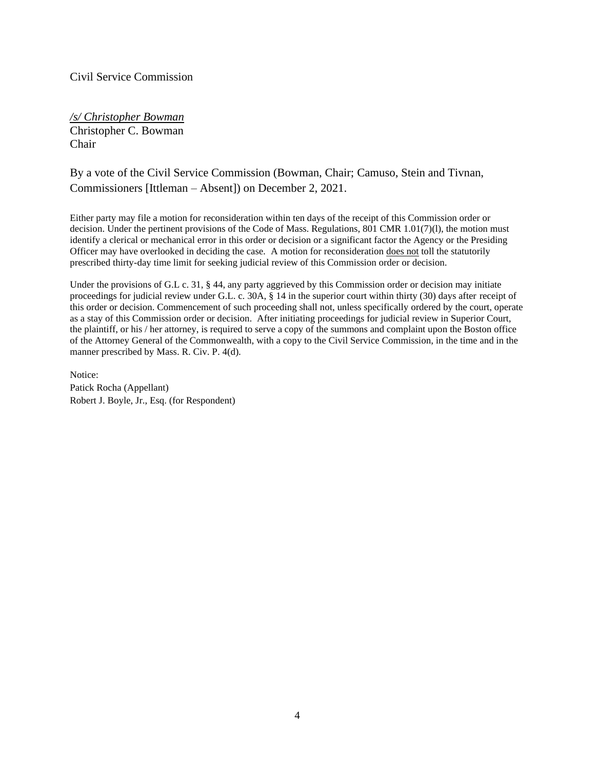Civil Service Commission

*<u>/s/ Christopher Bowman</u>*
Christopher C. Bowman
Chair

By a vote of the Civil Service Commission (Bowman, Chair; Camuso, Stein and Tivnan, Commissioners [Ittleman – Absent]) on December 2, 2021.

Either party may file a motion for reconsideration within ten days of the receipt of this Commission order or decision. Under the pertinent provisions of the Code of Mass. Regulations, 801 CMR 1.01(7)(l), the motion must identify a clerical or mechanical error in this order or decision or a significant factor the Agency or the Presiding Officer may have overlooked in deciding the case. A motion for reconsideration <u>does not</u> toll the statutorily prescribed thirty-day time limit for seeking judicial review of this Commission order or decision.

Under the provisions of G.L c. 31, § 44, any party aggrieved by this Commission order or decision may initiate proceedings for judicial review under G.L. c. 30A, § 14 in the superior court within thirty (30) days after receipt of this order or decision. Commencement of such proceeding shall not, unless specifically ordered by the court, operate as a stay of this Commission order or decision. After initiating proceedings for judicial review in Superior Court, the plaintiff, or his / her attorney, is required to serve a copy of the summons and complaint upon the Boston office of the Attorney General of the Commonwealth, with a copy to the Civil Service Commission, in the time and in the manner prescribed by Mass. R. Civ. P. 4(d).

Notice:
Patick Rocha (Appellant)
Robert J. Boyle, Jr., Esq. (for Respondent)